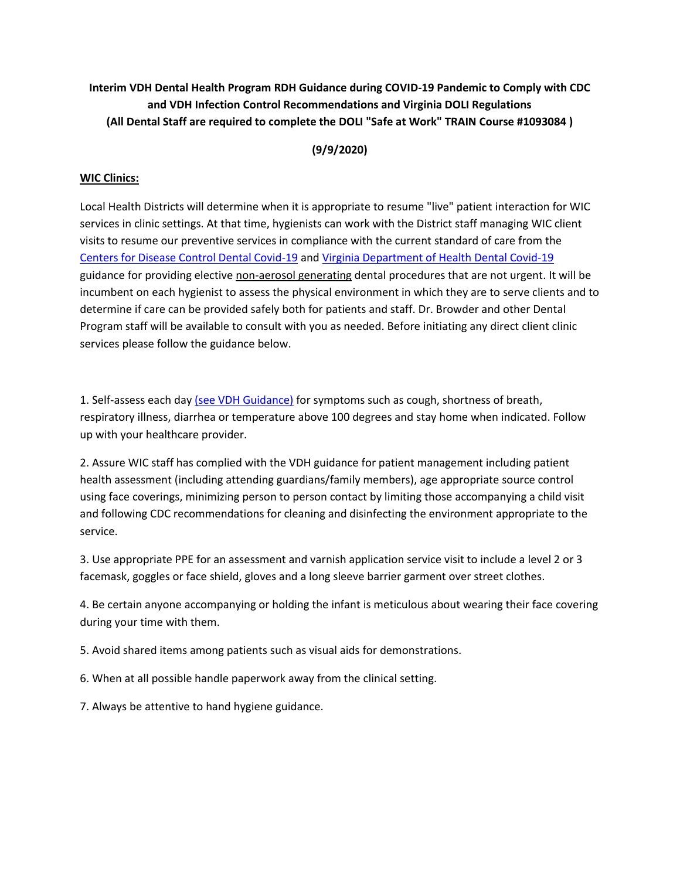**Interim VDH Dental Health Program RDH Guidance during COVID-19 Pandemic to Comply with CDC and VDH Infection Control Recommendations and Virginia DOLI Regulations (All Dental Staff are required to complete the DOLI "Safe at Work" TRAIN Course #1093084 )**

**(9/9/2020)**

**WIC Clinics:**

Local Health Districts will determine when it is appropriate to resume "live" patient interaction for WIC services in clinic settings. At that time, hygienists can work with the District staff managing WIC client visits to resume our preventive services in compliance with the current standard of care from the Centers for Disease Control Dental Covid-19 and Virginia Department of Health Dental Covid-19 guidance for providing elective non-aerosol generating dental procedures that are not urgent. It will be incumbent on each hygienist to assess the physical environment in which they are to serve clients and to determine if care can be provided safely both for patients and staff. Dr. Browder and other Dental Program staff will be available to consult with you as needed. Before initiating any direct client clinic services please follow the guidance below.

1. Self-assess each day (see VDH Guidance) for symptoms such as cough, shortness of breath, respiratory illness, diarrhea or temperature above 100 degrees and stay home when indicated. Follow up with your healthcare provider.

2. Assure WIC staff has complied with the VDH guidance for patient management including patient health assessment (including attending guardians/family members), age appropriate source control using face coverings, minimizing person to person contact by limiting those accompanying a child visit and following CDC recommendations for cleaning and disinfecting the environment appropriate to the service.

3. Use appropriate PPE for an assessment and varnish application service visit to include a level 2 or 3 facemask, goggles or face shield, gloves and a long sleeve barrier garment over street clothes.

4. Be certain anyone accompanying or holding the infant is meticulous about wearing their face covering during your time with them.

5. Avoid shared items among patients such as visual aids for demonstrations.

6. When at all possible handle paperwork away from the clinical setting.

7. Always be attentive to hand hygiene guidance.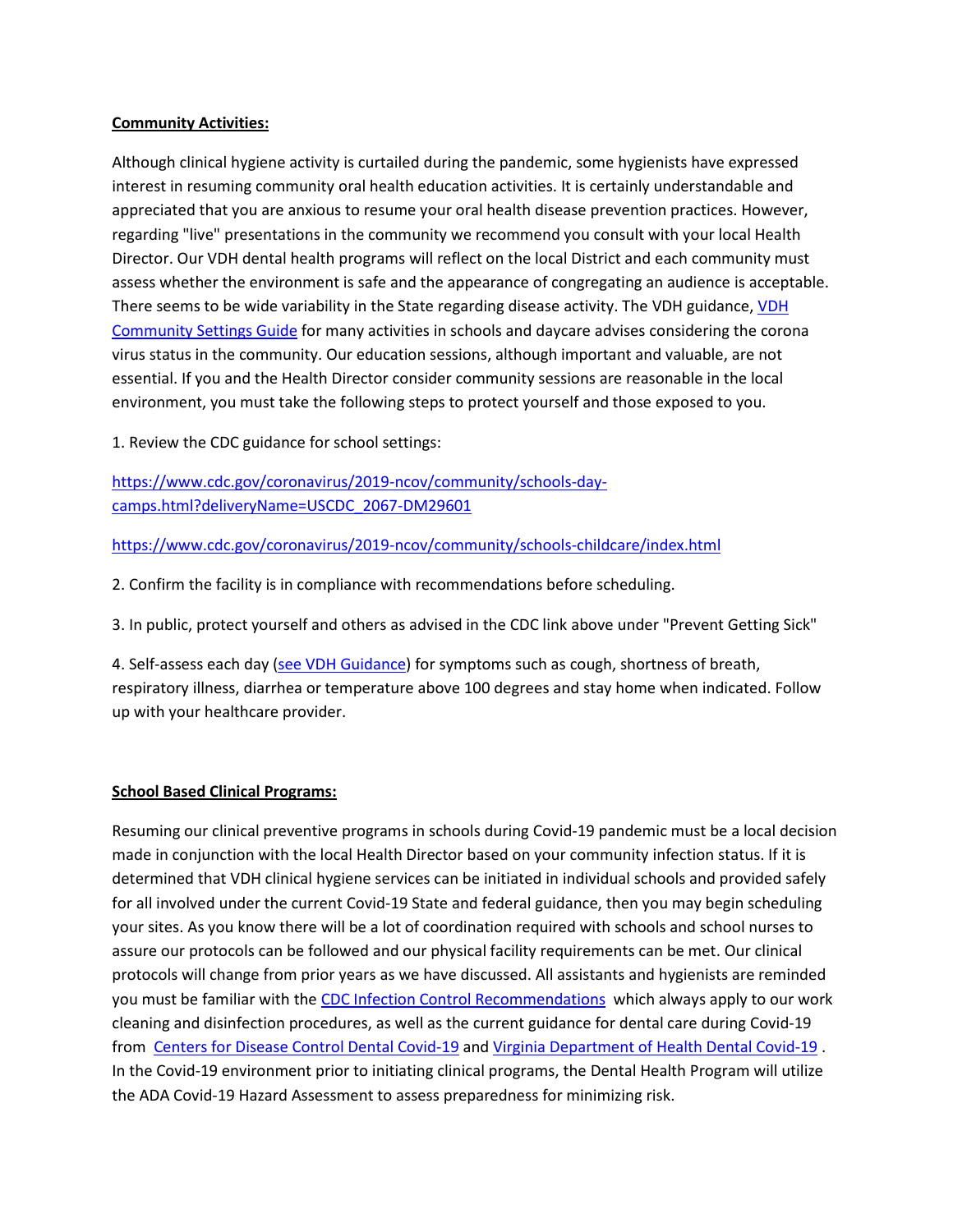**Community Activities:**

Although clinical hygiene activity is curtailed during the pandemic, some hygienists have expressed interest in resuming community oral health education activities. It is certainly understandable and appreciated that you are anxious to resume your oral health disease prevention practices. However, regarding "live" presentations in the community we recommend you consult with your local Health Director. Our VDH dental health programs will reflect on the local District and each community must assess whether the environment is safe and the appearance of congregating an audience is acceptable. There seems to be wide variability in the State regarding disease activity. The VDH guidance, [VDH Community Settings Guide](#) for many activities in schools and daycare advises considering the corona virus status in the community. Our education sessions, although important and valuable, are not essential. If you and the Health Director consider community sessions are reasonable in the local environment, you must take the following steps to protect yourself and those exposed to you.

1. Review the CDC guidance for school settings:

https://www.cdc.gov/coronavirus/2019-ncov/community/schools-day-camps.html?deliveryName=USCDC_2067-DM29601

https://www.cdc.gov/coronavirus/2019-ncov/community/schools-childcare/index.html

2. Confirm the facility is in compliance with recommendations before scheduling.

3. In public, protect yourself and others as advised in the CDC link above under "Prevent Getting Sick"

4. Self-assess each day ([see VDH Guidance](#)) for symptoms such as cough, shortness of breath, respiratory illness, diarrhea or temperature above 100 degrees and stay home when indicated. Follow up with your healthcare provider.

**School Based Clinical Programs:**

Resuming our clinical preventive programs in schools during Covid-19 pandemic must be a local decision made in conjunction with the local Health Director based on your community infection status. If it is determined that VDH clinical hygiene services can be initiated in individual schools and provided safely for all involved under the current Covid-19 State and federal guidance, then you may begin scheduling your sites. As you know there will be a lot of coordination required with schools and school nurses to assure our protocols can be followed and our physical facility requirements can be met. Our clinical protocols will change from prior years as we have discussed. All assistants and hygienists are reminded you must be familiar with the [CDC Infection Control Recommendations](#) which always apply to our work cleaning and disinfection procedures, as well as the current guidance for dental care during Covid-19 from [Centers for Disease Control Dental Covid-19](#) and [Virginia Department of Health Dental Covid-19](#) . In the Covid-19 environment prior to initiating clinical programs, the Dental Health Program will utilize the ADA Covid-19 Hazard Assessment to assess preparedness for minimizing risk.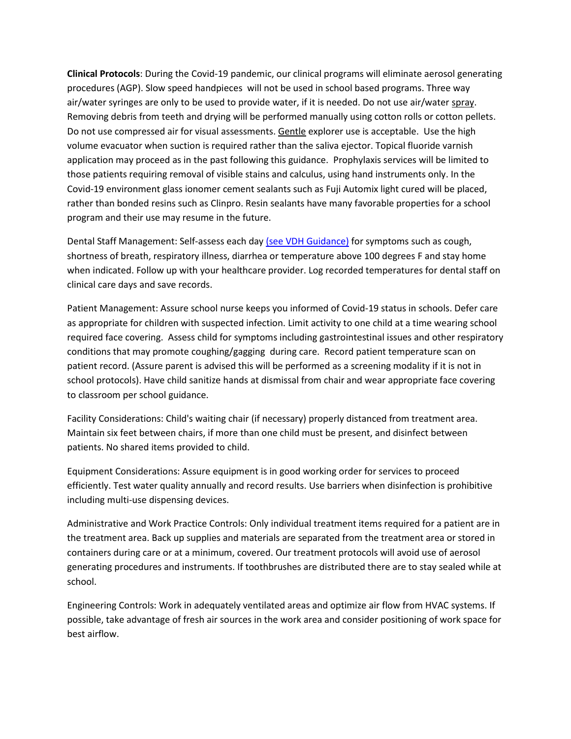**Clinical Protocols**: During the Covid-19 pandemic, our clinical programs will eliminate aerosol generating procedures (AGP). Slow speed handpieces will not be used in school based programs. Three way air/water syringes are only to be used to provide water, if it is needed. Do not use air/water spray. Removing debris from teeth and drying will be performed manually using cotton rolls or cotton pellets. Do not use compressed air for visual assessments. Gentle explorer use is acceptable. Use the high volume evacuator when suction is required rather than the saliva ejector. Topical fluoride varnish application may proceed as in the past following this guidance. Prophylaxis services will be limited to those patients requiring removal of visible stains and calculus, using hand instruments only. In the Covid-19 environment glass ionomer cement sealants such as Fuji Automix light cured will be placed, rather than bonded resins such as Clinpro. Resin sealants have many favorable properties for a school program and their use may resume in the future.

Dental Staff Management: Self-assess each day (see VDH Guidance) for symptoms such as cough, shortness of breath, respiratory illness, diarrhea or temperature above 100 degrees F and stay home when indicated. Follow up with your healthcare provider. Log recorded temperatures for dental staff on clinical care days and save records.

Patient Management: Assure school nurse keeps you informed of Covid-19 status in schools. Defer care as appropriate for children with suspected infection. Limit activity to one child at a time wearing school required face covering. Assess child for symptoms including gastrointestinal issues and other respiratory conditions that may promote coughing/gagging during care. Record patient temperature scan on patient record. (Assure parent is advised this will be performed as a screening modality if it is not in school protocols). Have child sanitize hands at dismissal from chair and wear appropriate face covering to classroom per school guidance.

Facility Considerations: Child's waiting chair (if necessary) properly distanced from treatment area. Maintain six feet between chairs, if more than one child must be present, and disinfect between patients. No shared items provided to child.

Equipment Considerations: Assure equipment is in good working order for services to proceed efficiently. Test water quality annually and record results. Use barriers when disinfection is prohibitive including multi-use dispensing devices.

Administrative and Work Practice Controls: Only individual treatment items required for a patient are in the treatment area. Back up supplies and materials are separated from the treatment area or stored in containers during care or at a minimum, covered. Our treatment protocols will avoid use of aerosol generating procedures and instruments. If toothbrushes are distributed there are to stay sealed while at school.

Engineering Controls: Work in adequately ventilated areas and optimize air flow from HVAC systems. If possible, take advantage of fresh air sources in the work area and consider positioning of work space for best airflow.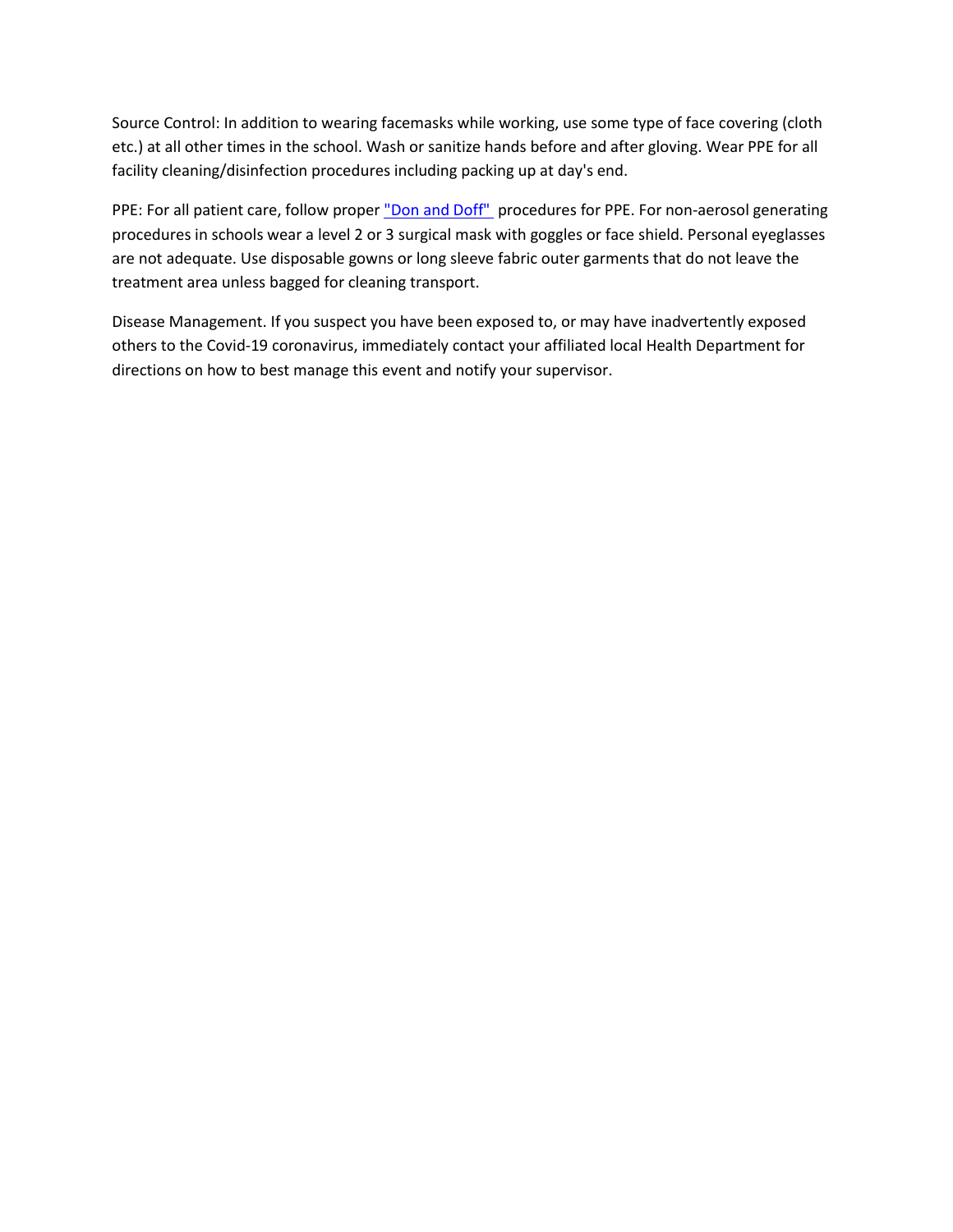Source Control: In addition to wearing facemasks while working, use some type of face covering (cloth etc.) at all other times in the school. Wash or sanitize hands before and after gloving. Wear PPE for all facility cleaning/disinfection procedures including packing up at day's end.

PPE: For all patient care, follow proper "Don and Doff" procedures for PPE. For non-aerosol generating procedures in schools wear a level 2 or 3 surgical mask with goggles or face shield. Personal eyeglasses are not adequate. Use disposable gowns or long sleeve fabric outer garments that do not leave the treatment area unless bagged for cleaning transport.

Disease Management. If you suspect you have been exposed to, or may have inadvertently exposed others to the Covid-19 coronavirus, immediately contact your affiliated local Health Department for directions on how to best manage this event and notify your supervisor.